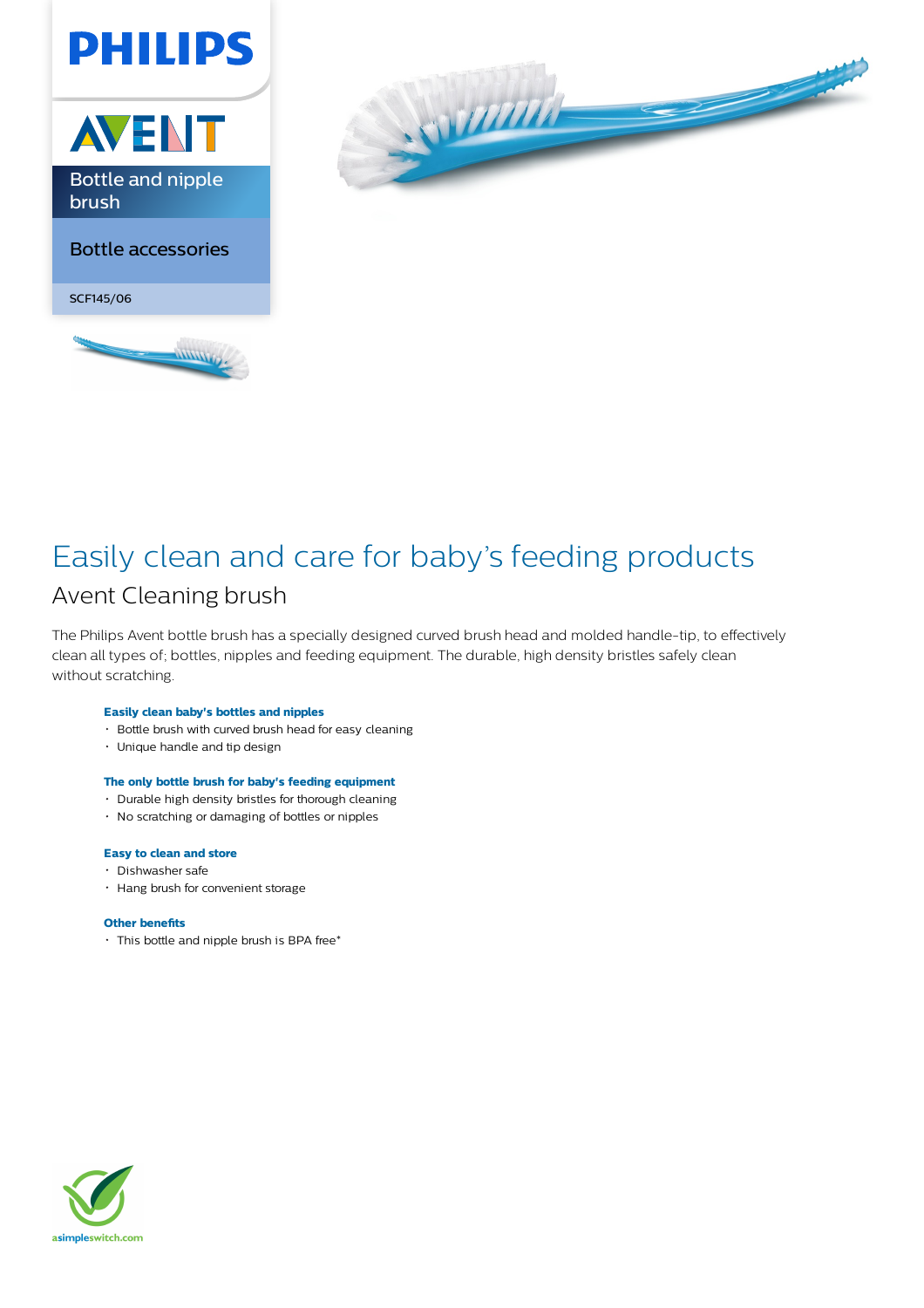PHILIPS

AVENT

Bottle and nipple brush

Bottle accessories

SCF145/06

# Easily clean and care for baby's feeding products

## Avent Cleaning brush

The Philips Avent bottle brush has a specially designed curved brush head and molded handle-tip, to effectively clean all types of; bottles, nipples and feeding equipment. The durable, high density bristles safely clean without scratching.

**Easily clean baby's bottles and nipples**

- Bottle brush with curved brush head for easy cleaning
- Unique handle and tip design

**The only bottle brush for baby's feeding equipment**

- Durable high density bristles for thorough cleaning
- No scratching or damaging of bottles or nipples

**Easy to clean and store**

- Dishwasher safe
- Hang brush for convenient storage

**Other benefits**

- This bottle and nipple brush is BPA free*

asimpleswitch.com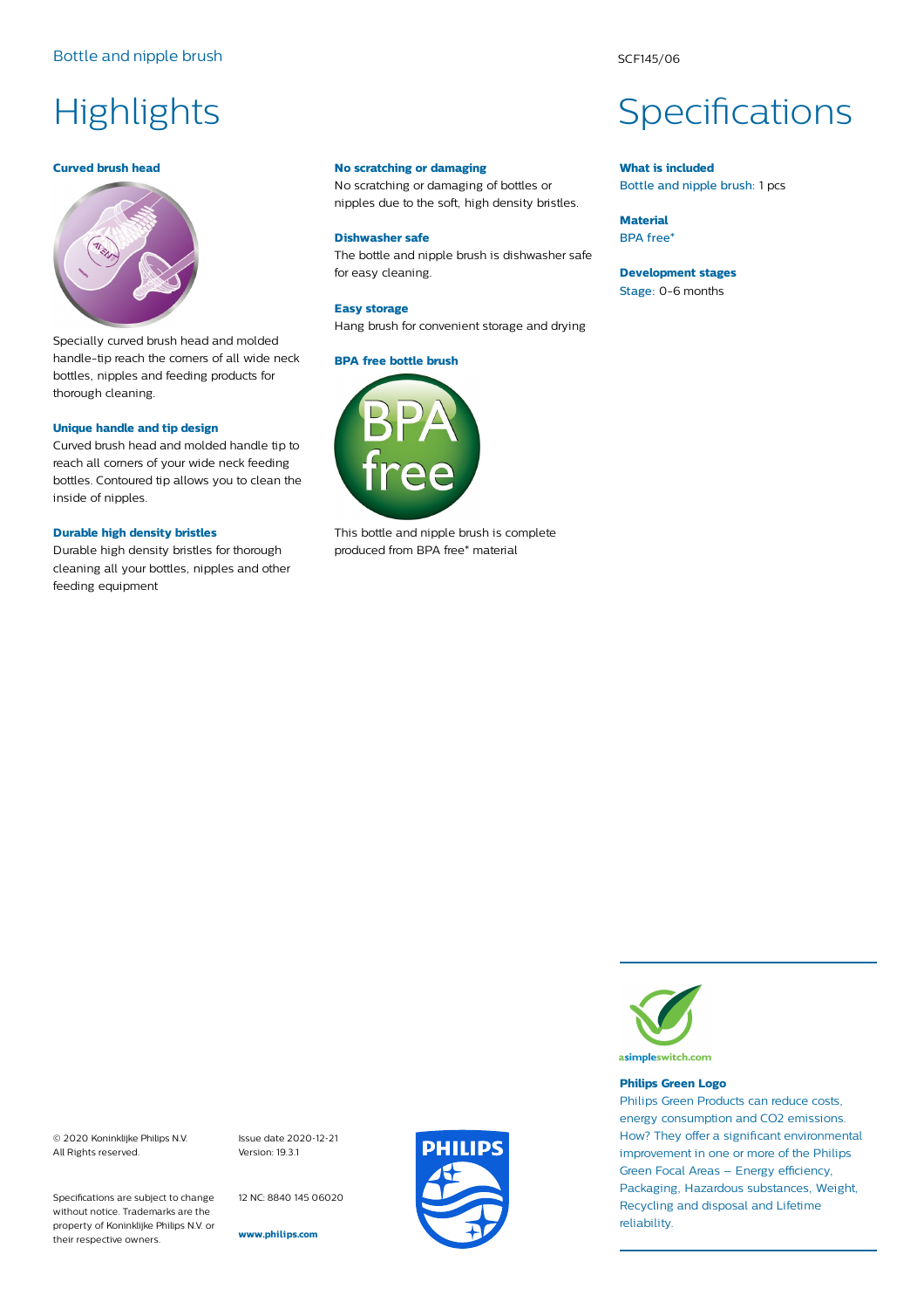Bottle and nipple brush

SCF145/06

# Highlights

### Curved brush head

Specially curved brush head and molded handle-tip reach the corners of all wide neck bottles, nipples and feeding products for thorough cleaning.

### Unique handle and tip design

Curved brush head and molded handle tip to reach all corners of your wide neck feeding bottles. Contoured tip allows you to clean the inside of nipples.

### Durable high density bristles

Durable high density bristles for thorough cleaning all your bottles, nipples and other feeding equipment

### No scratching or damaging

No scratching or damaging of bottles or nipples due to the soft, high density bristles.

### Dishwasher safe

The bottle and nipple brush is dishwasher safe for easy cleaning.

### Easy storage

Hang brush for convenient storage and drying

### BPA free bottle brush

This bottle and nipple brush is complete produced from BPA free* material

# Specifications

### What is included

Bottle and nipple brush: 1 pcs

### Material

BPA free*

### Development stages

Stage: 0-6 months

asimpleswitch.com

### Philips Green Logo

Philips Green Products can reduce costs, energy consumption and CO2 emissions. How? They offer a significant environmental improvement in one or more of the Philips Green Focal Areas – Energy efficiency, Packaging, Hazardous substances, Weight, Recycling and disposal and Lifetime reliability.

© 2020 Koninklijke Philips N.V.
All Rights reserved.

Specifications are subject to change without notice. Trademarks are the property of Koninklijke Philips N.V. or their respective owners.

Issue date 2020-12-21
Version: 19.3.1

12 NC: 8840 145 06020

www.philips.com